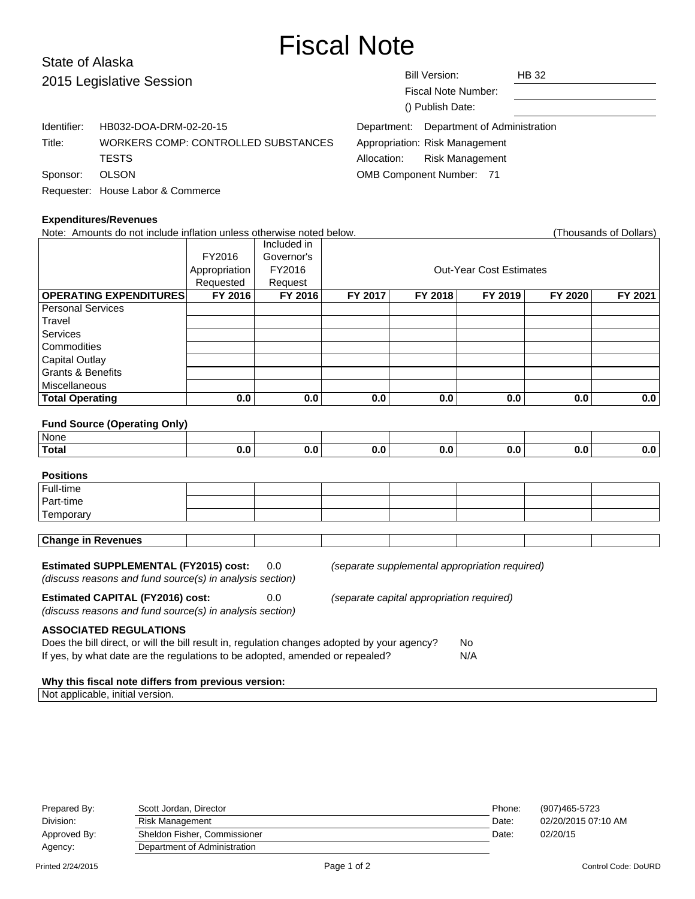# Fiscal Note

State of Alaska
2015 Legislative Session

| | |
|---|---|
| Bill Version: | HB 32 |
| Fiscal Note Number: | |
| () Publish Date: | |

Identifier: HB032-DOA-DRM-02-20-15
Title: WORKERS COMP: CONTROLLED SUBSTANCES TESTS
Sponsor: OLSON
Requester: House Labor & Commerce

Department: Department of Administration
Appropriation: Risk Management
Allocation: Risk Management
OMB Component Number: 71

### Expenditures/Revenues

Note: Amounts do not include inflation unless otherwise noted below. (Thousands of Dollars)

| | FY2016 Appropriation Requested | Included in Governor's FY2016 Request | Out-Year Cost Estimates | | | | |
|---|---|---|---|---|---|---|---|
| **OPERATING EXPENDITURES** | **FY 2016** | **FY 2016** | **FY 2017** | **FY 2018** | **FY 2019** | **FY 2020** | **FY 2021** |
| Personal Services | | | | | | | |
| Travel | | | | | | | |
| Services | | | | | | | |
| Commodities | | | | | | | |
| Capital Outlay | | | | | | | |
| Grants & Benefits | | | | | | | |
| Miscellaneous | | | | | | | |
| **Total Operating** | **0.0** | **0.0** | **0.0** | **0.0** | **0.0** | **0.0** | **0.0** |

### Fund Source (Operating Only)

| | | | | | | | |
|---|---|---|---|---|---|---|---|
| None | | | | | | | |
| **Total** | **0.0** | **0.0** | **0.0** | **0.0** | **0.0** | **0.0** | **0.0** |

### Positions

| | | | | | | | |
|---|---|---|---|---|---|---|---|
| Full-time | | | | | | | |
| Part-time | | | | | | | |
| Temporary | | | | | | | |

| | | | | | | | |
|---|---|---|---|---|---|---|---|
| **Change in Revenues** | | | | | | | |

**Estimated SUPPLEMENTAL (FY2015) cost:** 0.0 *(separate supplemental appropriation required)*
*(discuss reasons and fund source(s) in analysis section)*

**Estimated CAPITAL (FY2016) cost:** 0.0 *(separate capital appropriation required)*
*(discuss reasons and fund source(s) in analysis section)*

### ASSOCIATED REGULATIONS

Does the bill direct, or will the bill result in, regulation changes adopted by your agency? No
If yes, by what date are the regulations to be adopted, amended or repealed? N/A

**Why this fiscal note differs from previous version:**

Not applicable, initial version.

| | | | |
|---|---|---|---|
| Prepared By: | Scott Jordan, Director | Phone: | (907)465-5723 |
| Division: | Risk Management | Date: | 02/20/2015 07:10 AM |
| Approved By: | Sheldon Fisher, Commissioner | Date: | 02/20/15 |
| Agency: | Department of Administration | | |

Printed 2/24/2015 Control Code: DoURD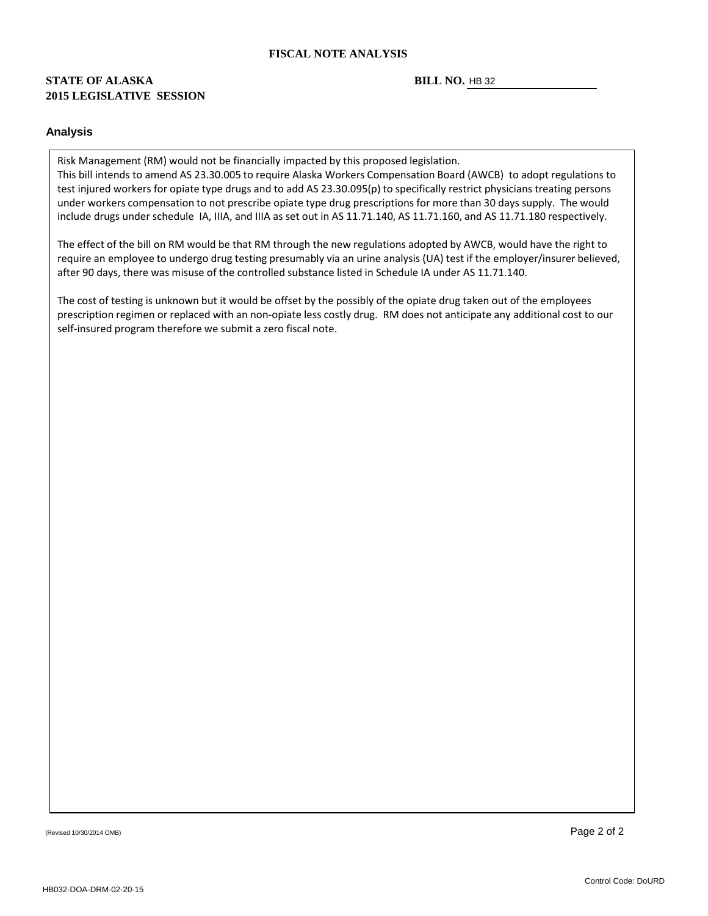**FISCAL NOTE ANALYSIS**

**STATE OF ALASKA**
**2015 LEGISLATIVE SESSION**

**BILL NO.** HB 32

## Analysis

Risk Management (RM) would not be financially impacted by this proposed legislation.
This bill intends to amend AS 23.30.005 to require Alaska Workers Compensation Board (AWCB) to adopt regulations to test injured workers for opiate type drugs and to add AS 23.30.095(p) to specifically restrict physicians treating persons under workers compensation to not prescribe opiate type drug prescriptions for more than 30 days supply. The would include drugs under schedule IA, IIIA, and IIIA as set out in AS 11.71.140, AS 11.71.160, and AS 11.71.180 respectively.

The effect of the bill on RM would be that RM through the new regulations adopted by AWCB, would have the right to require an employee to undergo drug testing presumably via an urine analysis (UA) test if the employer/insurer believed, after 90 days, there was misuse of the controlled substance listed in Schedule IA under AS 11.71.140.

The cost of testing is unknown but it would be offset by the possibly of the opiate drug taken out of the employees prescription regimen or replaced with an non-opiate less costly drug. RM does not anticipate any additional cost to our self-insured program therefore we submit a zero fiscal note.

(Revised 10/30/2014 OMB)

Control Code: DoURD

HB032-DOA-DRM-02-20-15